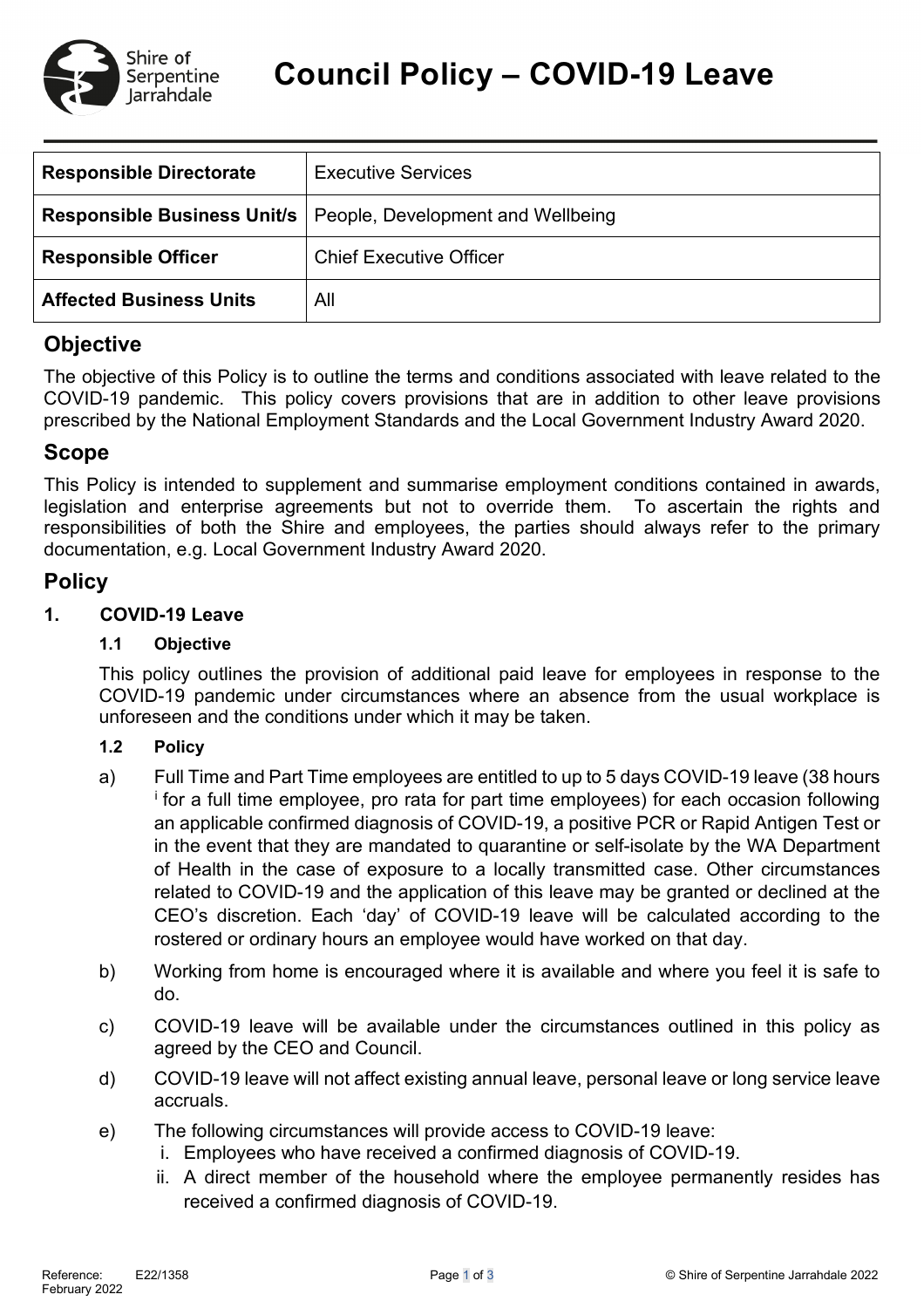# Council Policy – COVID-19 Leave

| | |
|---|---|
| **Responsible Directorate** | Executive Services |
| **Responsible Business Unit/s** | People, Development and Wellbeing |
| **Responsible Officer** | Chief Executive Officer |
| **Affected Business Units** | All |

## Objective

The objective of this Policy is to outline the terms and conditions associated with leave related to the COVID-19 pandemic. This policy covers provisions that are in addition to other leave provisions prescribed by the National Employment Standards and the Local Government Industry Award 2020.

## Scope

This Policy is intended to supplement and summarise employment conditions contained in awards, legislation and enterprise agreements but not to override them. To ascertain the rights and responsibilities of both the Shire and employees, the parties should always refer to the primary documentation, e.g. Local Government Industry Award 2020.

## Policy

### 1. COVID-19 Leave

#### 1.1 Objective

This policy outlines the provision of additional paid leave for employees in response to the COVID-19 pandemic under circumstances where an absence from the usual workplace is unforeseen and the conditions under which it may be taken.

#### 1.2 Policy

a) Full Time and Part Time employees are entitled to up to 5 days COVID-19 leave (38 hours [i] for a full time employee, pro rata for part time employees) for each occasion following an applicable confirmed diagnosis of COVID-19, a positive PCR or Rapid Antigen Test or in the event that they are mandated to quarantine or self-isolate by the WA Department of Health in the case of exposure to a locally transmitted case. Other circumstances related to COVID-19 and the application of this leave may be granted or declined at the CEO's discretion. Each 'day' of COVID-19 leave will be calculated according to the rostered or ordinary hours an employee would have worked on that day.

b) Working from home is encouraged where it is available and where you feel it is safe to do.

c) COVID-19 leave will be available under the circumstances outlined in this policy as agreed by the CEO and Council.

d) COVID-19 leave will not affect existing annual leave, personal leave or long service leave accruals.

e) The following circumstances will provide access to COVID-19 leave:

   i. Employees who have received a confirmed diagnosis of COVID-19.

   ii. A direct member of the household where the employee permanently resides has received a confirmed diagnosis of COVID-19.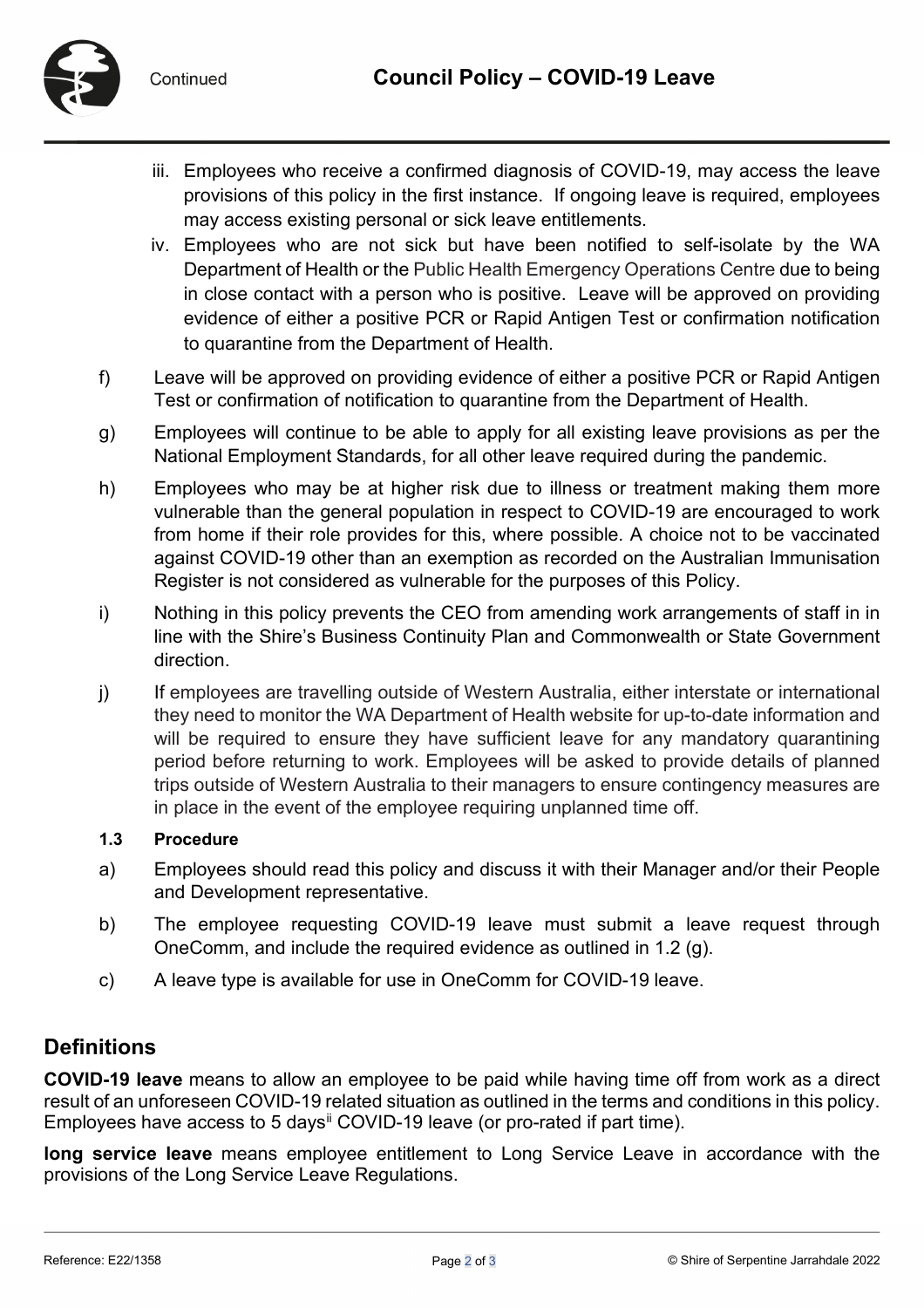iii. Employees who receive a confirmed diagnosis of COVID-19, may access the leave provisions of this policy in the first instance. If ongoing leave is required, employees may access existing personal or sick leave entitlements.

iv. Employees who are not sick but have been notified to self-isolate by the WA Department of Health or the Public Health Emergency Operations Centre due to being in close contact with a person who is positive. Leave will be approved on providing evidence of either a positive PCR or Rapid Antigen Test or confirmation notification to quarantine from the Department of Health.

f) Leave will be approved on providing evidence of either a positive PCR or Rapid Antigen Test or confirmation of notification to quarantine from the Department of Health.

g) Employees will continue to be able to apply for all existing leave provisions as per the National Employment Standards, for all other leave required during the pandemic.

h) Employees who may be at higher risk due to illness or treatment making them more vulnerable than the general population in respect to COVID-19 are encouraged to work from home if their role provides for this, where possible. A choice not to be vaccinated against COVID-19 other than an exemption as recorded on the Australian Immunisation Register is not considered as vulnerable for the purposes of this Policy.

i) Nothing in this policy prevents the CEO from amending work arrangements of staff in in line with the Shire's Business Continuity Plan and Commonwealth or State Government direction.

j) If employees are travelling outside of Western Australia, either interstate or international they need to monitor the WA Department of Health website for up-to-date information and will be required to ensure they have sufficient leave for any mandatory quarantining period before returning to work. Employees will be asked to provide details of planned trips outside of Western Australia to their managers to ensure contingency measures are in place in the event of the employee requiring unplanned time off.

#### 1.3 Procedure

a) Employees should read this policy and discuss it with their Manager and/or their People and Development representative.

b) The employee requesting COVID-19 leave must submit a leave request through OneComm, and include the required evidence as outlined in 1.2 (g).

c) A leave type is available for use in OneComm for COVID-19 leave.

## Definitions

**COVID-19 leave** means to allow an employee to be paid while having time off from work as a direct result of an unforeseen COVID-19 related situation as outlined in the terms and conditions in this policy. Employees have access to 5 days[ii] COVID-19 leave (or pro-rated if part time).

**long service leave** means employee entitlement to Long Service Leave in accordance with the provisions of the Long Service Leave Regulations.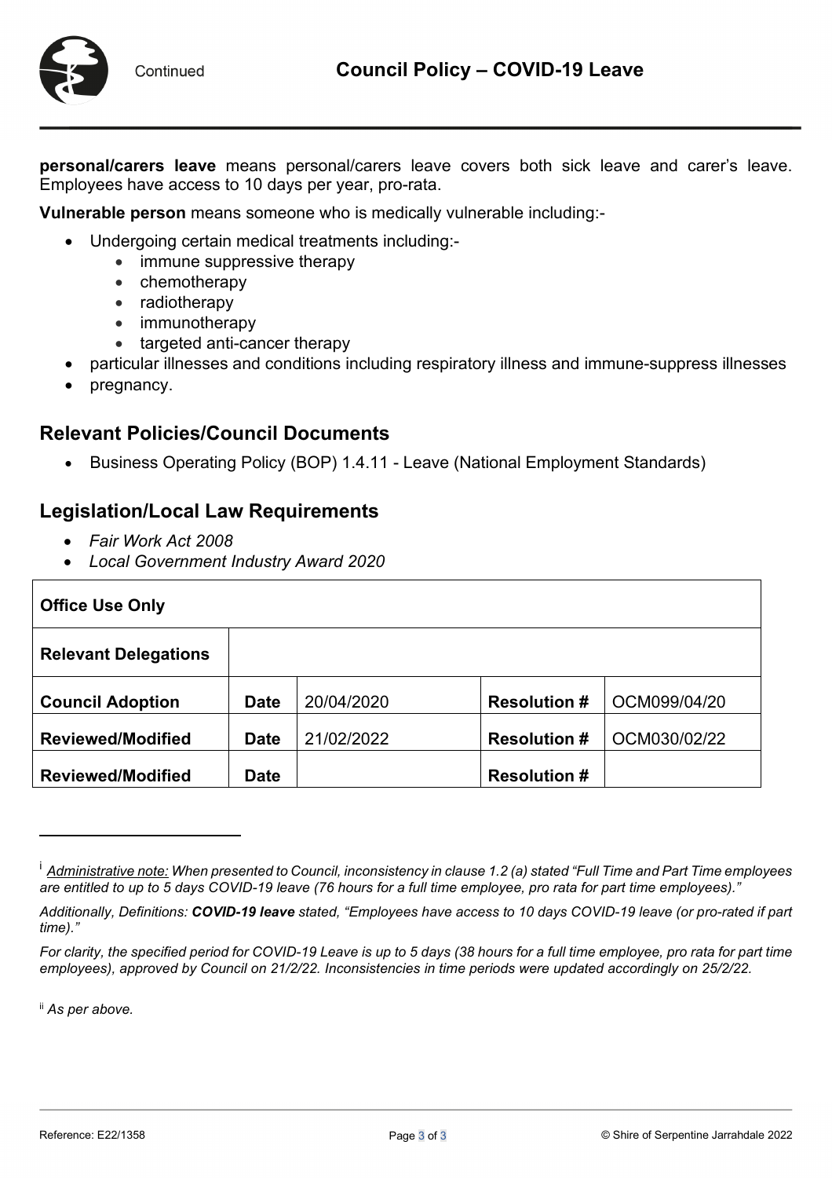**personal/carers leave** means personal/carers leave covers both sick leave and carer's leave. Employees have access to 10 days per year, pro-rata.

**Vulnerable person** means someone who is medically vulnerable including:-

- Undergoing certain medical treatments including:-
  - immune suppressive therapy
  - chemotherapy
  - radiotherapy
  - immunotherapy
  - targeted anti-cancer therapy
- particular illnesses and conditions including respiratory illness and immune-suppress illnesses
- pregnancy.

## Relevant Policies/Council Documents

- Business Operating Policy (BOP) 1.4.11 - Leave (National Employment Standards)

## Legislation/Local Law Requirements

- *Fair Work Act 2008*
- *Local Government Industry Award 2020*

| Office Use Only | | | | |
|---|---|---|---|---|
| **Relevant Delegations** | | | | |
| **Council Adoption** | **Date** | 20/04/2020 | **Resolution #** | OCM099/04/20 |
| **Reviewed/Modified** | **Date** | 21/02/2022 | **Resolution #** | OCM030/02/22 |
| **Reviewed/Modified** | **Date** | | **Resolution #** | |

---

[i] *Administrative note: When presented to Council, inconsistency in clause 1.2 (a) stated "Full Time and Part Time employees are entitled to up to 5 days COVID-19 leave (76 hours for a full time employee, pro rata for part time employees)."*

*Additionally, Definitions: **COVID-19 leave** stated, "Employees have access to 10 days COVID-19 leave (or pro-rated if part time)."*

*For clarity, the specified period for COVID-19 Leave is up to 5 days (38 hours for a full time employee, pro rata for part time employees), approved by Council on 21/2/22. Inconsistencies in time periods were updated accordingly on 25/2/22.*

[ii] *As per above.*